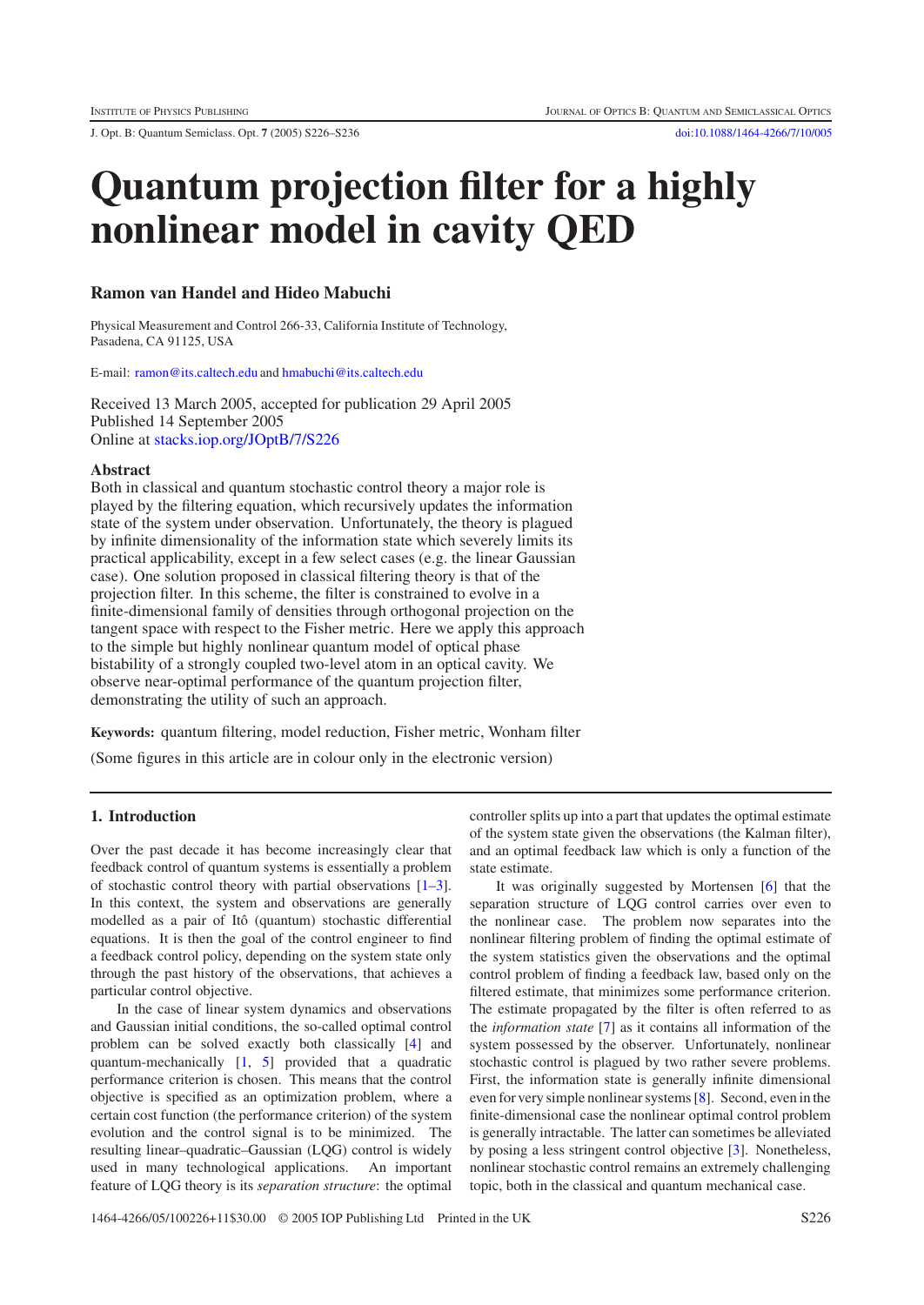# Quantum projection filter for a highly nonlinear model in cavity QED

**Ramon van Handel and Hideo Mabuchi**

Physical Measurement and Control 266-33, California Institute of Technology, Pasadena, CA 91125, USA

E-mail: ramon@its.caltech.edu and hmabuchi@its.caltech.edu

Received 13 March 2005, accepted for publication 29 April 2005
Published 14 September 2005
Online at stacks.iop.org/JOptB/7/S226

## Abstract

Both in classical and quantum stochastic control theory a major role is played by the filtering equation, which recursively updates the information state of the system under observation. Unfortunately, the theory is plagued by infinite dimensionality of the information state which severely limits its practical applicability, except in a few select cases (e.g. the linear Gaussian case). One solution proposed in classical filtering theory is that of the projection filter. In this scheme, the filter is constrained to evolve in a finite-dimensional family of densities through orthogonal projection on the tangent space with respect to the Fisher metric. Here we apply this approach to the simple but highly nonlinear quantum model of optical phase bistability of a strongly coupled two-level atom in an optical cavity. We observe near-optimal performance of the quantum projection filter, demonstrating the utility of such an approach.

**Keywords:** quantum filtering, model reduction, Fisher metric, Wonham filter

(Some figures in this article are in colour only in the electronic version)

## 1. Introduction

Over the past decade it has become increasingly clear that feedback control of quantum systems is essentially a problem of stochastic control theory with partial observations [1–3]. In this context, the system and observations are generally modelled as a pair of Itô (quantum) stochastic differential equations. It is then the goal of the control engineer to find a feedback control policy, depending on the system state only through the past history of the observations, that achieves a particular control objective.

In the case of linear system dynamics and observations and Gaussian initial conditions, the so-called optimal control problem can be solved exactly both classically [4] and quantum-mechanically [1, 5] provided that a quadratic performance criterion is chosen. This means that the control objective is specified as an optimization problem, where a certain cost function (the performance criterion) of the system evolution and the control signal is to be minimized. The resulting linear–quadratic–Gaussian (LQG) control is widely used in many technological applications. An important feature of LQG theory is its *separation structure*: the optimal controller splits up into a part that updates the optimal estimate of the system state given the observations (the Kalman filter), and an optimal feedback law which is only a function of the state estimate.

It was originally suggested by Mortensen [6] that the separation structure of LQG control carries over even to the nonlinear case. The problem now separates into the nonlinear filtering problem of finding the optimal estimate of the system statistics given the observations and the optimal control problem of finding a feedback law, based only on the filtered estimate, that minimizes some performance criterion. The estimate propagated by the filter is often referred to as the *information state* [7] as it contains all information of the system possessed by the observer. Unfortunately, nonlinear stochastic control is plagued by two rather severe problems. First, the information state is generally infinite dimensional even for very simple nonlinear systems [8]. Second, even in the finite-dimensional case the nonlinear optimal control problem is generally intractable. The latter can sometimes be alleviated by posing a less stringent control objective [3]. Nonetheless, nonlinear stochastic control remains an extremely challenging topic, both in the classical and quantum mechanical case.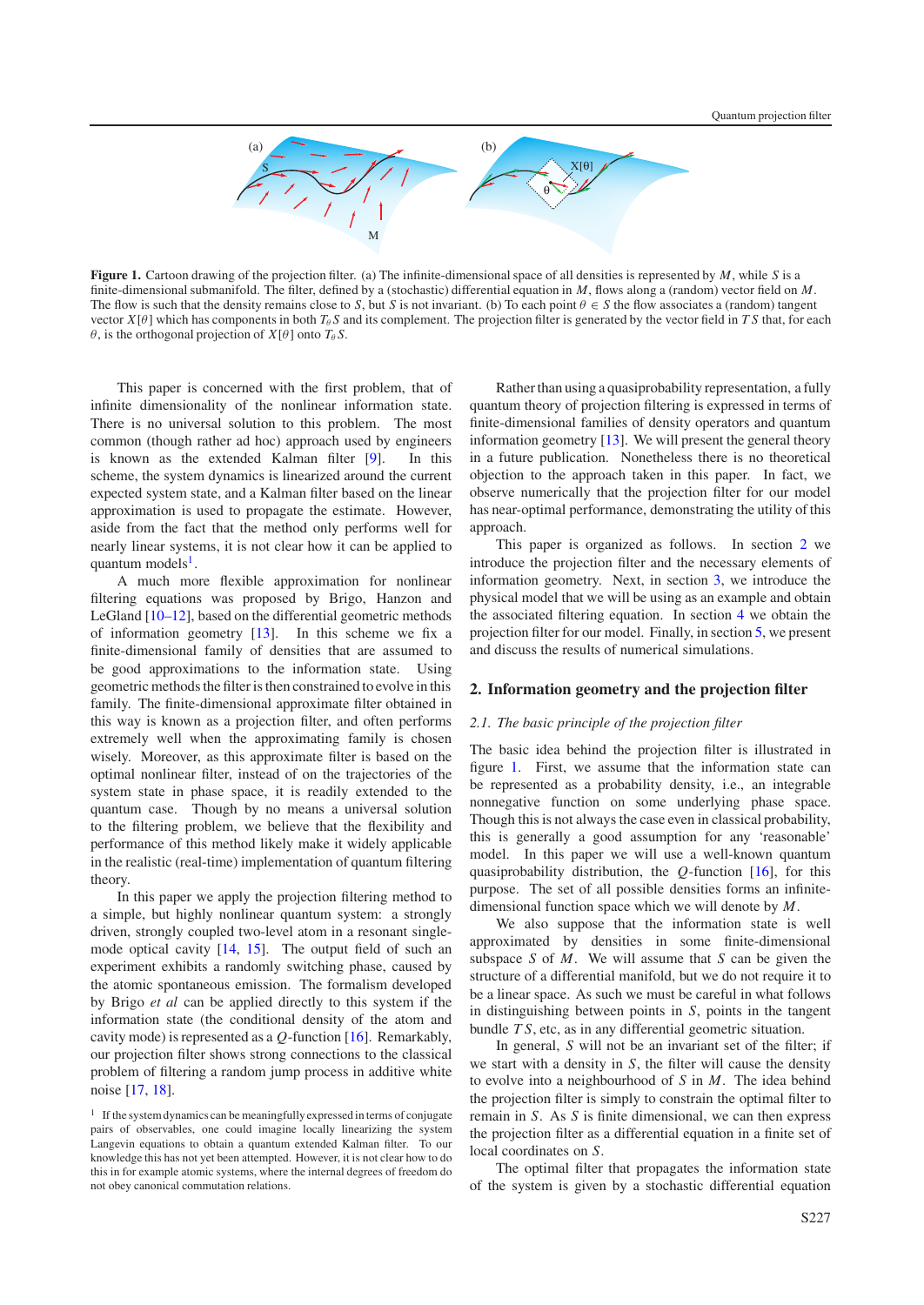Figure 1. Cartoon drawing of the projection filter. (a) The infinite-dimensional space of all densities is represented by $M$, while $S$ is a finite-dimensional submanifold. The filter, defined by a (stochastic) differential equation in $M$, flows along a (random) vector field on $M$. The flow is such that the density remains close to $S$, but $S$ is not invariant. (b) To each point $\theta \in S$ the flow associates a (random) tangent vector $X[\theta]$ which has components in both $T_\theta S$ and its complement. The projection filter is generated by the vector field in $TS$ that, for each $\theta$, is the orthogonal projection of $X[\theta]$ onto $T_\theta S$.

This paper is concerned with the first problem, that of infinite dimensionality of the nonlinear information state. There is no universal solution to this problem. The most common (though rather ad hoc) approach used by engineers is known as the extended Kalman filter [9]. In this scheme, the system dynamics is linearized around the current expected system state, and a Kalman filter based on the linear approximation is used to propagate the estimate. However, aside from the fact that the method only performs well for nearly linear systems, it is not clear how it can be applied to quantum models[1].

A much more flexible approximation for nonlinear filtering equations was proposed by Brigo, Hanzon and LeGland [10–12], based on the differential geometric methods of information geometry [13]. In this scheme we fix a finite-dimensional family of densities that are assumed to be good approximations to the information state. Using geometric methods the filter is then constrained to evolve in this family. The finite-dimensional approximate filter obtained in this way is known as a projection filter, and often performs extremely well when the approximating family is chosen wisely. Moreover, as this approximate filter is based on the optimal nonlinear filter, instead of on the trajectories of the system state in phase space, it is readily extended to the quantum case. Though by no means a universal solution to the filtering problem, we believe that the flexibility and performance of this method likely make it widely applicable in the realistic (real-time) implementation of quantum filtering theory.

In this paper we apply the projection filtering method to a simple, but highly nonlinear quantum system: a strongly driven, strongly coupled two-level atom in a resonant single-mode optical cavity [14, 15]. The output field of such an experiment exhibits a randomly switching phase, caused by the atomic spontaneous emission. The formalism developed by Brigo *et al* can be applied directly to this system if the information state (the conditional density of the atom and cavity mode) is represented as a $Q$-function [16]. Remarkably, our projection filter shows strong connections to the classical problem of filtering a random jump process in additive white noise [17, 18].

[1] If the system dynamics can be meaningfully expressed in terms of conjugate pairs of observables, one could imagine locally linearizing the system Langevin equations to obtain a quantum extended Kalman filter. To our knowledge this has not yet been attempted. However, it is not clear how to do this in for example atomic systems, where the internal degrees of freedom do not obey canonical commutation relations.

Rather than using a quasiprobability representation, a fully quantum theory of projection filtering is expressed in terms of finite-dimensional families of density operators and quantum information geometry [13]. We will present the general theory in a future publication. Nonetheless there is no theoretical objection to the approach taken in this paper. In fact, we observe numerically that the projection filter for our model has near-optimal performance, demonstrating the utility of this approach.

This paper is organized as follows. In section 2 we introduce the projection filter and the necessary elements of information geometry. Next, in section 3, we introduce the physical model that we will be using as an example and obtain the associated filtering equation. In section 4 we obtain the projection filter for our model. Finally, in section 5, we present and discuss the results of numerical simulations.

## 2. Information geometry and the projection filter

### 2.1. The basic principle of the projection filter

The basic idea behind the projection filter is illustrated in figure 1. First, we assume that the information state can be represented by a probability density, i.e., an integrable nonnegative function on some underlying phase space. Though this is not always the case even in classical probability, this is generally a good assumption for any 'reasonable' model. In this paper we will use a well-known quantum quasiprobability distribution, the $Q$-function [16], for this purpose. The set of all possible densities forms an infinite-dimensional function space which we will denote by $M$.

We also suppose that the information state is well approximated by densities in some finite-dimensional subspace $S$ of $M$. We will assume that $S$ can be given the structure of a differential manifold, but we do not require it to be a linear space. As such we must be careful in what follows in distinguishing between points in $S$, points in the tangent bundle $TS$, etc, as in any differential geometric situation.

In general, $S$ will not be an invariant set of the filter; if we start with a density in $S$, the filter will cause the density to evolve into a neighbourhood of $S$ in $M$. The idea behind the projection filter is simply to constrain the optimal filter to remain in $S$. As $S$ is finite dimensional, we can then express the projection filter as a differential equation in a finite set of local coordinates on $S$.

The optimal filter that propagates the information state of the system is given by a stochastic differential equation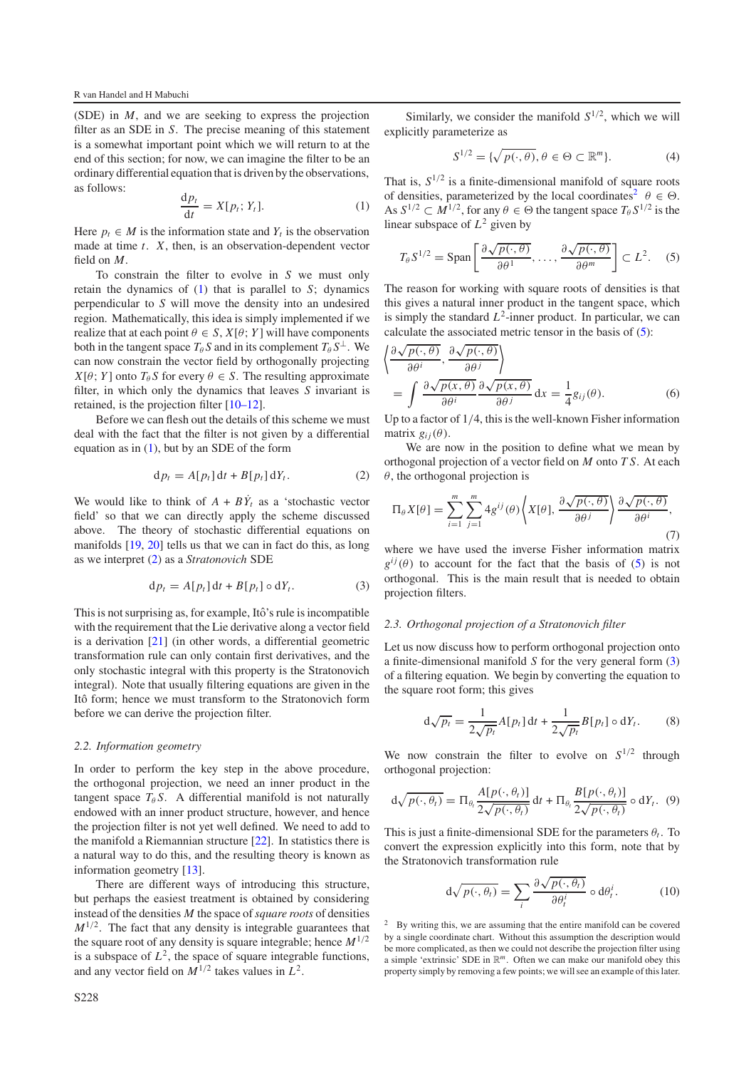(SDE) in $M$, and we are seeking to express the projection filter as an SDE in $S$. The precise meaning of this statement is a somewhat important point which we will return to at the end of this section; for now, we can imagine the filter to be an ordinary differential equation that is driven by the observations, as follows:

$$\frac{\mathrm{d}p_t}{\mathrm{d}t} = X[p_t; Y_t]. \tag{1}$$

Here $p_t \in M$ is the information state and $Y_t$ is the observation made at time $t$. $X$, then, is an observation-dependent vector field on $M$.

To constrain the filter to evolve in $S$ we must only retain the dynamics of (1) that is parallel to $S$; dynamics perpendicular to $S$ will move the density into an undesired region. Mathematically, this idea is simply implemented if we realize that at each point $\theta \in S$, $X[\theta; Y]$ will have components both in the tangent space $T_\theta S$ and in its complement $T_\theta S^\perp$. We can now constrain the vector field by orthogonally projecting $X[\theta; Y]$ onto $T_\theta S$ for every $\theta \in S$. The resulting approximate filter, in which only the dynamics that leaves $S$ invariant is retained, is the projection filter [10–12].

Before we can flesh out the details of this scheme we must deal with the fact that the filter is not given by a differential equation as in (1), but by an SDE of the form

$$\mathrm{d}p_t = A[p_t]\,\mathrm{d}t + B[p_t]\,\mathrm{d}Y_t. \tag{2}$$

We would like to think of $A + B\dot{Y}_t$ as a 'stochastic vector field' so that we can directly apply the scheme discussed above. The theory of stochastic differential equations on manifolds [19, 20] tells us that we can in fact do this, as long as we interpret (2) as a *Stratonovich* SDE

$$\mathrm{d}p_t = A[p_t]\,\mathrm{d}t + B[p_t] \circ \mathrm{d}Y_t. \tag{3}$$

This is not surprising as, for example, Itô's rule is incompatible with the requirement that the Lie derivative along a vector field is a derivation [21] (in other words, a differential geometric transformation rule can only contain first derivatives, and the only stochastic integral with this property is the Stratonovich integral). Note that usually filtering equations are given in the Itô form; hence we must transform to the Stratonovich form before we can derive the projection filter.

### 2.2. Information geometry

In order to perform the key step in the above procedure, the orthogonal projection, we need an inner product in the tangent space $T_\theta S$. A differential manifold is not naturally endowed with an inner product structure, however, and hence the projection filter is not yet well defined. We need to add to the manifold a Riemannian structure [22]. In statistics there is a natural way to do this, and the resulting theory is known as information geometry [13].

There are different ways of introducing this structure, but perhaps the easiest treatment is obtained by considering instead of the densities $M$ the space of *square roots* of densities $M^{1/2}$. The fact that any density is integrable guarantees that the square root of any density is square integrable; hence $M^{1/2}$ is a subspace of $L^2$, the space of square integrable functions, and any vector field on $M^{1/2}$ takes values in $L^2$.

Similarly, we consider the manifold $S^{1/2}$, which we will explicitly parameterize as

$$S^{1/2} = \{\sqrt{p(\cdot,\theta)}, \theta \in \Theta \subset \mathbb{R}^m\}. \tag{4}$$

That is, $S^{1/2}$ is a finite-dimensional manifold of square roots of densities, parameterized by the local coordinates[2] $\theta \in \Theta$. As $S^{1/2} \subset M^{1/2}$, for any $\theta \in \Theta$ the tangent space $T_\theta S^{1/2}$ is the linear subspace of $L^2$ given by

$$T_\theta S^{1/2} = \mathrm{Span}\left[\frac{\partial\sqrt{p(\cdot,\theta)}}{\partial\theta^1}, \ldots, \frac{\partial\sqrt{p(\cdot,\theta)}}{\partial\theta^m}\right] \subset L^2. \tag{5}$$

The reason for working with square roots of densities is that this gives a natural inner product in the tangent space, which is simply the standard $L^2$-inner product. In particular, we can calculate the associated metric tensor in the basis of (5):

$$\left\langle \frac{\partial\sqrt{p(\cdot,\theta)}}{\partial\theta^i}, \frac{\partial\sqrt{p(\cdot,\theta)}}{\partial\theta^j} \right\rangle = \int \frac{\partial\sqrt{p(x,\theta)}}{\partial\theta^i}\frac{\partial\sqrt{p(x,\theta)}}{\partial\theta^j}\,\mathrm{d}x = \frac{1}{4}g_{ij}(\theta). \tag{6}$$

Up to a factor of $1/4$, this is the well-known Fisher information matrix $g_{ij}(\theta)$.

We are now in the position to define what we mean by orthogonal projection of a vector field on $M$ onto $TS$. At each $\theta$, the orthogonal projection is

$$\Pi_\theta X[\theta] = \sum_{i=1}^{m}\sum_{j=1}^{m} 4g^{ij}(\theta)\left\langle X[\theta], \frac{\partial\sqrt{p(\cdot,\theta)}}{\partial\theta^j}\right\rangle \frac{\partial\sqrt{p(\cdot,\theta)}}{\partial\theta^i}, \tag{7}$$

where we have used the inverse Fisher information matrix $g^{ij}(\theta)$ to account for the fact that the basis of (5) is not orthogonal. This is the main result that is needed to obtain projection filters.

### 2.3. Orthogonal projection of a Stratonovich filter

Let us now discuss how to perform orthogonal projection onto a finite-dimensional manifold $S$ for the very general form (3) of a filtering equation. We begin by converting the equation to the square root form; this gives

$$\mathrm{d}\sqrt{p_t} = \frac{1}{2\sqrt{p_t}}A[p_t]\,\mathrm{d}t + \frac{1}{2\sqrt{p_t}}B[p_t] \circ \mathrm{d}Y_t. \tag{8}$$

We now constrain the filter to evolve on $S^{1/2}$ through orthogonal projection:

$$\mathrm{d}\sqrt{p(\cdot,\theta_t)} = \Pi_{\theta_t}\frac{A[p(\cdot,\theta_t)]}{2\sqrt{p(\cdot,\theta_t)}}\,\mathrm{d}t + \Pi_{\theta_t}\frac{B[p(\cdot,\theta_t)]}{2\sqrt{p(\cdot,\theta_t)}} \circ \mathrm{d}Y_t. \tag{9}$$

This is just a finite-dimensional SDE for the parameters $\theta_t$. To convert the expression explicitly into this form, note that by the Stratonovich transformation rule

$$\mathrm{d}\sqrt{p(\cdot,\theta_t)} = \sum_i \frac{\partial\sqrt{p(\cdot,\theta_t)}}{\partial\theta_t^i} \circ \mathrm{d}\theta_t^i. \tag{10}$$

[2] By writing this, we are assuming that the entire manifold can be covered by a single coordinate chart. Without this assumption the description would be more complicated, as then we could not describe the projection filter using a simple 'extrinsic' SDE in $\mathbb{R}^m$. Often we can make our manifold obey this property simply by removing a few points; we will see an example of this later.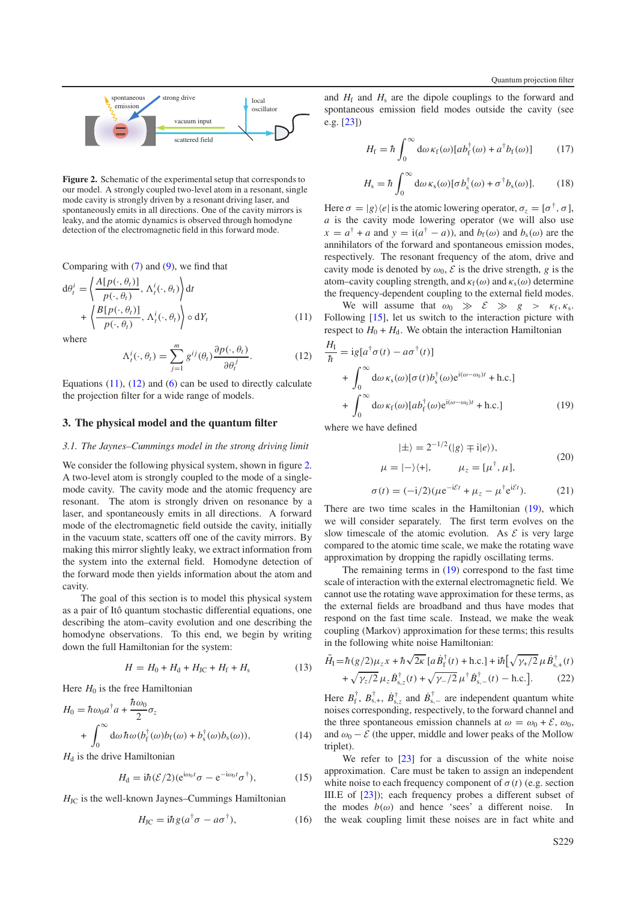**Figure 2.** Schematic of the experimental setup that corresponds to our model. A strongly coupled two-level atom in a resonant, single mode cavity is strongly driven by a resonant driving laser, and spontaneously emits in all directions. One of the cavity mirrors is leaky, and the atomic dynamics is observed through homodyne detection of the electromagnetic field in this forward mode.

Comparing with (7) and (9), we find that

$$d\theta_t^i = \left\langle \frac{A[p(\cdot,\theta_t)]}{p(\cdot,\theta_t)}, \Lambda_t^i(\cdot,\theta_t)\right\rangle dt + \left\langle \frac{B[p(\cdot,\theta_t)]}{p(\cdot,\theta_t)}, \Lambda_t^i(\cdot,\theta_t)\right\rangle \circ dY_t \tag{11}$$

where

$$\Lambda_t^i(\cdot,\theta_t) = \sum_{j=1}^{m} g^{ij}(\theta_t)\frac{\partial p(\cdot,\theta_t)}{\partial \theta_t^j}. \tag{12}$$

Equations (11), (12) and (6) can be used to directly calculate the projection filter for a wide range of models.

## 3. The physical model and the quantum filter

### 3.1. The Jaynes–Cummings model in the strong driving limit

We consider the following physical system, shown in figure 2. A two-level atom is strongly coupled to the mode of a single-mode cavity. The cavity mode and the atomic frequency are resonant. The atom is strongly driven on resonance by a laser, and spontaneously emits in all directions. A forward mode of the electromagnetic field outside the cavity, initially in the vacuum state, scatters off one of the cavity mirrors. By making this mirror slightly leaky, we extract information from the system into the external field. Homodyne detection of the forward mode then yields information about the atom and cavity.

The goal of this section is to model this physical system as a pair of Itô quantum stochastic differential equations, one describing the atom–cavity evolution and one describing the homodyne observations. To this end, we begin by writing down the full Hamiltonian for the system:

$$H = H_0 + H_d + H_{JC} + H_f + H_s \tag{13}$$

Here $H_0$ is the free Hamiltonian

$$H_0 = \hbar\omega_0 a^\dagger a + \frac{\hbar\omega_0}{2}\sigma_z + \int_0^\infty d\omega\, \hbar\omega\,(b_f^\dagger(\omega)b_f(\omega) + b_s^\dagger(\omega)b_s(\omega)), \tag{14}$$

$H_d$ is the drive Hamiltonian

$$H_d = i\hbar(\mathcal{E}/2)(e^{i\omega_0 t}\sigma - e^{-i\omega_0 t}\sigma^\dagger), \tag{15}$$

$H_{JC}$ is the well-known Jaynes–Cummings Hamiltonian

$$H_{JC} = i\hbar g(a^\dagger\sigma - a\sigma^\dagger), \tag{16}$$

and $H_f$ and $H_s$ are the dipole couplings to the forward and spontaneous emission field modes outside the cavity (see e.g. [23])

$$H_f = \hbar\int_0^\infty d\omega\,\kappa_f(\omega)[ab_f^\dagger(\omega) + a^\dagger b_f(\omega)] \tag{17}$$

$$H_s = \hbar\int_0^\infty d\omega\,\kappa_s(\omega)[\sigma b_s^\dagger(\omega) + \sigma^\dagger b_s(\omega)]. \tag{18}$$

Here $\sigma = |g\rangle\langle e|$ is the atomic lowering operator, $\sigma_z = [\sigma^\dagger, \sigma]$, $a$ is the cavity mode lowering operator (we will also use $x = a^\dagger + a$ and $y = i(a^\dagger - a)$), and $b_f(\omega)$ and $b_s(\omega)$ are the annihilators of the forward and spontaneous emission modes, respectively. The resonant frequency of the atom, drive and cavity mode is denoted by $\omega_0$, $\mathcal{E}$ is the drive strength, $g$ is the atom–cavity coupling strength, and $\kappa_f(\omega)$ and $\kappa_s(\omega)$ determine the frequency-dependent coupling to the external field modes.

We will assume that $\omega_0 \gg \mathcal{E} \gg g > \kappa_f, \kappa_s$. Following [15], let us switch to the interaction picture with respect to $H_0 + H_d$. We obtain the interaction Hamiltonian

$$\begin{aligned}\frac{H_I}{\hbar} &= ig[a^\dagger\sigma(t) - a\sigma^\dagger(t)] \\ &+ \int_0^\infty d\omega\,\kappa_s(\omega)[\sigma(t)b_s^\dagger(\omega)e^{i(\omega-\omega_0)t} + \text{h.c.}] \\ &+ \int_0^\infty d\omega\,\kappa_f(\omega)[ab_f^\dagger(\omega)e^{i(\omega-\omega_0)t} + \text{h.c.}]\end{aligned} \tag{19}$$

where we have defined

$$|\pm\rangle = 2^{-1/2}(|g\rangle \mp i|e\rangle), \qquad \mu = |-\rangle\langle+|, \qquad \mu_z = [\mu^\dagger, \mu], \tag{20}$$

$$\sigma(t) = (-i/2)(\mu e^{-i\mathcal{E}t} + \mu_z - \mu^\dagger e^{i\mathcal{E}t}). \tag{21}$$

There are two time scales in the Hamiltonian (19), which we will consider separately. The first term evolves on the slow timescale of the atomic evolution. As $\mathcal{E}$ is very large compared to the atomic time scale, we make the rotating wave approximation by dropping the rapidly oscillating terms.

The remaining terms in (19) correspond to the fast time scale of interaction with the external electromagnetic field. We cannot use the rotating wave approximation for these terms; the external fields are broadband and thus have modes that respond on the fast time scale. Instead, we make the weak coupling (Markov) approximation for these terms; this results in the following white noise Hamiltonian:

$$\tilde{H}_I = \hbar(g/2)\mu_z x + \hbar\sqrt{2\kappa}\,[a\dot{B}_f^\dagger(t) + \text{h.c.}] + i\hbar\Big[\sqrt{\gamma_+/2}\,\mu\dot{B}_{s,+}^\dagger(t) + \sqrt{\gamma_z/2}\,\mu_z\dot{B}_{s,z}^\dagger(t) + \sqrt{\gamma_-/2}\,\mu^\dagger\dot{B}_{s,-}^\dagger(t) - \text{h.c.}\Big]. \tag{22}$$

Here $B_f^\dagger$, $B_{s,+}^\dagger$, $\dot{B}_{s,z}^\dagger$ and $\dot{B}_{s,-}^\dagger$ are independent quantum white noises corresponding, respectively, to the forward channel and the three spontaneous emission channels at $\omega = \omega_0 + \mathcal{E}$, $\omega_0$, and $\omega_0 - \mathcal{E}$ (the upper, middle and lower peaks of the Mollow triplet).

We refer to [23] for a discussion of the white noise approximation. Care must be taken to assign an independent white noise to each frequency component of $\sigma(t)$ (e.g. section III.E of [23]); each frequency probes a different subset of the modes $b(\omega)$ and hence 'sees' a different noise. In the weak coupling limit these noises are in fact white and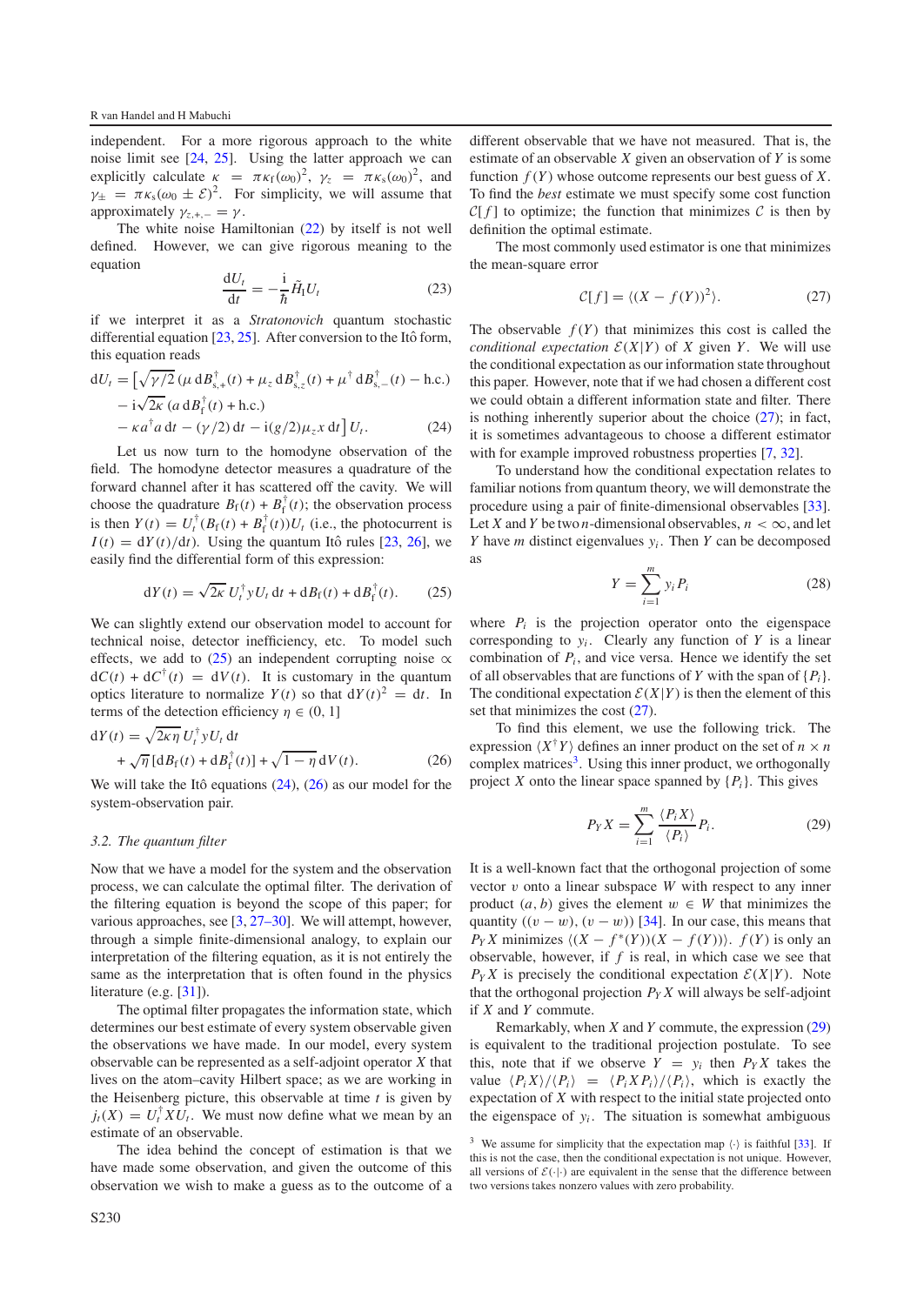independent. For a more rigorous approach to the white noise limit see [24, 25]. Using the latter approach we can explicitly calculate $\kappa = \pi\kappa_{\rm f}(\omega_0)^2$, $\gamma_z = \pi\kappa_{\rm s}(\omega_0)^2$, and $\gamma_\pm = \pi\kappa_{\rm s}(\omega_0 \pm \mathcal{E})^2$. For simplicity, we will assume that approximately $\gamma_{z,+,-} = \gamma$.

The white noise Hamiltonian (22) by itself is not well defined. However, we can give rigorous meaning to the equation

$$\frac{\mathrm{d}U_t}{\mathrm{d}t} = -\frac{\mathrm{i}}{\hbar}\tilde{H}_{\rm I} U_t \tag{23}$$

if we interpret it as a *Stratonovich* quantum stochastic differential equation [23, 25]. After conversion to the Itô form, this equation reads

$$\begin{aligned}
\mathrm{d}U_t = \Big[ & \sqrt{\gamma/2}\,(\mu\,\mathrm{d}B^\dagger_{\rm s,+}(t) + \mu_z\,\mathrm{d}B^\dagger_{{\rm s},z}(t) + \mu^\dagger\,\mathrm{d}B^\dagger_{\rm s,-}(t) - \text{h.c.}) \\
& - \mathrm{i}\sqrt{2\kappa}\,(a\,\mathrm{d}B^\dagger_{\rm f}(t) + \text{h.c.}) \\
& - \kappa a^\dagger a\,\mathrm{d}t - (\gamma/2)\,\mathrm{d}t - \mathrm{i}(g/2)\mu_z x\,\mathrm{d}t\Big]\,U_t.
\end{aligned} \tag{24}$$

Let us now turn to the homodyne observation of the field. The homodyne detector measures a quadrature of the forward channel after it has scattered off the cavity. We will choose the quadrature $B_{\rm f}(t) + B^\dagger_{\rm f}(t)$; the observation process is then $Y(t) = U^\dagger_t(B_{\rm f}(t) + B^\dagger_{\rm f}(t))U_t$ (i.e., the photocurrent is $I(t) = \mathrm{d}Y(t)/\mathrm{d}t$). Using the quantum Itô rules [23, 26], we easily find the differential form of this expression:

$$\mathrm{d}Y(t) = \sqrt{2\kappa}\,U^\dagger_t y U_t\,\mathrm{d}t + \mathrm{d}B_{\rm f}(t) + \mathrm{d}B^\dagger_{\rm f}(t). \tag{25}$$

We can slightly extend our observation model to account for technical noise, detector inefficiency, etc. To model such effects, we add to (25) an independent corrupting noise $\propto \mathrm{d}C(t) + \mathrm{d}C^\dagger(t) = \mathrm{d}V(t)$. It is customary in the quantum optics literature to normalize $Y(t)$ so that $\mathrm{d}Y(t)^2 = \mathrm{d}t$. In terms of the detection efficiency $\eta \in (0, 1]$

$$\begin{aligned}
\mathrm{d}Y(t) &= \sqrt{2\kappa\eta}\,U^\dagger_t y U_t\,\mathrm{d}t \\
&\quad + \sqrt{\eta}\,[\mathrm{d}B_{\rm f}(t) + \mathrm{d}B^\dagger_{\rm f}(t)] + \sqrt{1-\eta}\,\mathrm{d}V(t).
\end{aligned} \tag{26}$$

We will take the Itô equations (24), (26) as our model for the system-observation pair.

### 3.2. The quantum filter

Now that we have a model for the system and the observation process, we can calculate the optimal filter. The derivation of the filtering equation is beyond the scope of this paper; for various approaches, see [3, 27–30]. We will attempt, however, through a simple finite-dimensional analogy, to explain our interpretation of the filtering equation, as it is not entirely the same as the interpretation that is often found in the physics literature (e.g. [31]).

The optimal filter propagates the information state, which determines our best estimate of every system observable given the observations we have made. In our model, every system observable can be represented as a self-adjoint operator $X$ that lives on the atom–cavity Hilbert space; as we are working in the Heisenberg picture, this observable at time $t$ is given by $j_t(X) = U^\dagger_t X U_t$. We must now define what we mean by an estimate of an observable.

The idea behind the concept of estimation is that we have made some observation, and given the outcome of this observation we wish to make a guess as to the outcome of a different observable that we have not measured. That is, the estimate of an observable $X$ given an observation of $Y$ is some function $f(Y)$ whose outcome represents our best guess of $X$. To find the *best* estimate we must specify some cost function $\mathcal{C}[f]$ to optimize; the function that minimizes $\mathcal{C}$ is then by definition the optimal estimate.

The most commonly used estimator is one that minimizes the mean-square error

$$\mathcal{C}[f] = \langle (X - f(Y))^2 \rangle. \tag{27}$$

The observable $f(Y)$ that minimizes this cost is called the *conditional expectation* $\mathcal{E}(X|Y)$ of $X$ given $Y$. We will use the conditional expectation as our information state throughout this paper. However, note that if we had chosen a different cost we could obtain a different information state and filter. There is nothing inherently superior about the choice (27); in fact, it is sometimes advantageous to choose a different estimator with for example improved robustness properties [7, 32].

To understand how the conditional expectation relates to familiar notions from quantum theory, we will demonstrate the procedure using a pair of finite-dimensional observables [33]. Let $X$ and $Y$ be two $n$-dimensional observables, $n < \infty$, and let $Y$ have $m$ distinct eigenvalues $y_i$. Then $Y$ can be decomposed as

$$Y = \sum_{i=1}^{m} y_i P_i \tag{28}$$

where $P_i$ is the projection operator onto the eigenspace corresponding to $y_i$. Clearly any function of $Y$ is a linear combination of $P_i$, and vice versa. Hence we identify the set of all observables that are functions of $Y$ with the span of $\{P_i\}$. The conditional expectation $\mathcal{E}(X|Y)$ is then the element of this set that minimizes the cost (27).

To find this element, we use the following trick. The expression $\langle X^\dagger Y \rangle$ defines an inner product on the set of $n \times n$ complex matrices[3]. Using this inner product, we orthogonally project $X$ onto the linear space spanned by $\{P_i\}$. This gives

$$P_Y X = \sum_{i=1}^{m} \frac{\langle P_i X \rangle}{\langle P_i \rangle} P_i. \tag{29}$$

It is a well-known fact that the orthogonal projection of some vector $v$ onto a linear subspace $W$ with respect to any inner product $(a, b)$ gives the element $w \in W$ that minimizes the quantity $((v - w), (v - w))$ [34]. In our case, this means that $P_Y X$ minimizes $\langle (X - f^*(Y))(X - f(Y)) \rangle$. $f(Y)$ is only an observable, however, if $f$ is real, in which case we see that $P_Y X$ is precisely the conditional expectation $\mathcal{E}(X|Y)$. Note that the orthogonal projection $P_Y X$ will always be self-adjoint if $X$ and $Y$ commute.

Remarkably, when $X$ and $Y$ commute, the expression (29) is equivalent to the traditional projection postulate. To see this, note that if we observe $Y = y_i$ then $P_Y X$ takes the value $\langle P_i X \rangle / \langle P_i \rangle = \langle P_i X P_i \rangle / \langle P_i \rangle$, which is exactly the expectation of $X$ with respect to the initial state projected onto the eigenspace of $y_i$. The situation is somewhat ambiguous

[3] We assume for simplicity that the expectation map $\langle\cdot\rangle$ is faithful [33]. If this is not the case, then the conditional expectation is not unique. However, all versions of $\mathcal{E}(\cdot|\cdot)$ are equivalent in the sense that the difference between two versions takes nonzero values with zero probability.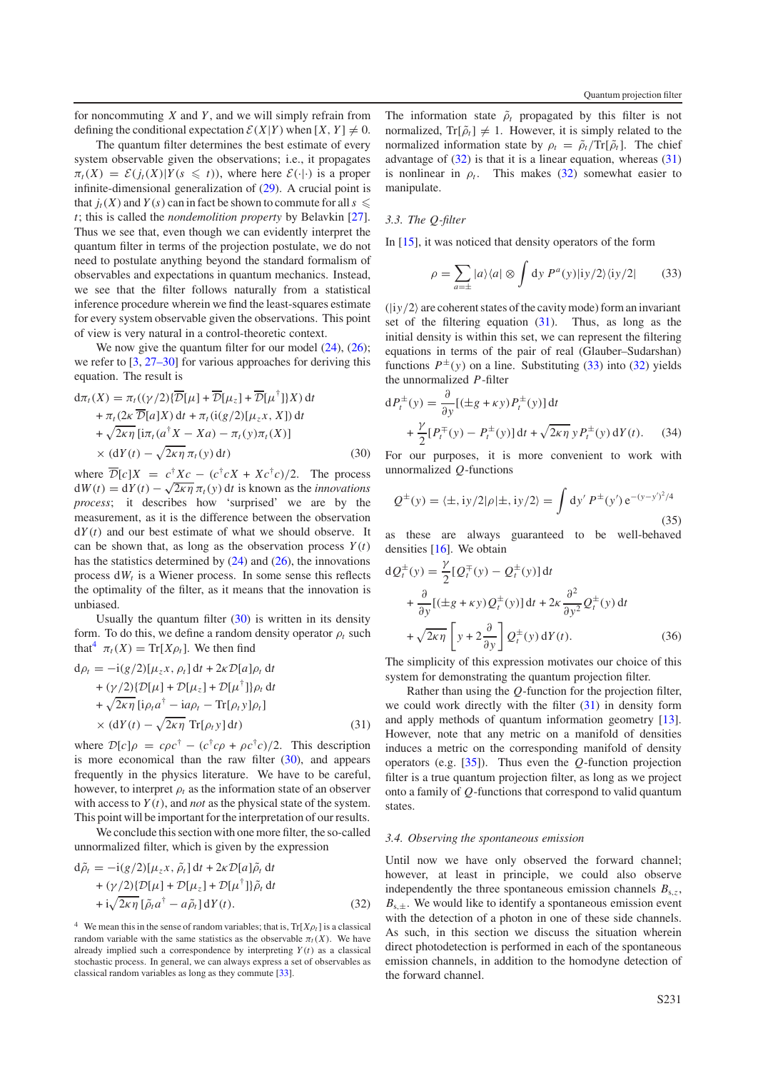for noncommuting $X$ and $Y$, and we will simply refrain from defining the conditional expectation $\mathcal{E}(X|Y)$ when $[X, Y] \neq 0$.

The quantum filter determines the best estimate of every system observable given the observations; i.e., it propagates $\pi_t(X) = \mathcal{E}(j_t(X)|Y(s \leqslant t))$, where here $\mathcal{E}(\cdot|\cdot)$ is a proper infinite-dimensional generalization of (29). A crucial point is that $j_t(X)$ and $Y(s)$ can in fact be shown to commute for all $s \leqslant t$; this is called the *nondemolition property* by Belavkin [27]. Thus we see that, even though we can evidently interpret the quantum filter in terms of the projection postulate, we do not need to postulate anything beyond the standard formalism of observables and expectations in quantum mechanics. Instead, we see that the filter follows naturally from a statistical inference procedure wherein we find the least-squares estimate for every system observable given the observations. This point of view is very natural in a control-theoretic context.

We now give the quantum filter for our model (24), (26); we refer to [3, 27–30] for various approaches for deriving this equation. The result is

$$
\begin{aligned}
\mathrm{d}\pi_t(X) &= \pi_t((\gamma/2)\{\overline{\mathcal{D}}[\mu] + \overline{\mathcal{D}}[\mu_z] + \overline{\mathcal{D}}[\mu^\dagger]\}X)\,\mathrm{d}t \\
&\quad + \pi_t(2\kappa\,\overline{\mathcal{D}}[a]X)\,\mathrm{d}t + \pi_t(\mathrm{i}(g/2)[\mu_z x, X])\,\mathrm{d}t \\
&\quad + \sqrt{2\kappa\eta}\,[\mathrm{i}\pi_t(a^\dagger X - Xa) - \pi_t(y)\pi_t(X)] \\
&\quad \times (\mathrm{d}Y(t) - \sqrt{2\kappa\eta}\,\pi_t(y)\,\mathrm{d}t)
\end{aligned}
\qquad (30)
$$

where $\overline{\mathcal{D}}[c]X = c^\dagger X c - (c^\dagger c X + X c^\dagger c)/2$. The process $\mathrm{d}W(t) = \mathrm{d}Y(t) - \sqrt{2\kappa\eta}\,\pi_t(y)\,\mathrm{d}t$ is known as the *innovations process*; it describes how 'surprised' we are by the measurement, as it is the difference between the observation $\mathrm{d}Y(t)$ and our best estimate of what we should observe. It can be shown that, as long as the observation process $Y(t)$ has the statistics determined by (24) and (26), the innovations process $\mathrm{d}W_t$ is a Wiener process. In some sense this reflects the optimality of the filter, as it means that the innovation is unbiased.

Usually the quantum filter (30) is written in its density form. To do this, we define a random density operator $\rho_t$ such that[4] $\pi_t(X) = \mathrm{Tr}[X\rho_t]$. We then find

$$
\begin{aligned}
\mathrm{d}\rho_t &= -\mathrm{i}(g/2)[\mu_z x, \rho_t]\,\mathrm{d}t + 2\kappa\mathcal{D}[a]\rho_t\,\mathrm{d}t \\
&\quad + (\gamma/2)\{\mathcal{D}[\mu] + \mathcal{D}[\mu_z] + \mathcal{D}[\mu^\dagger]\}\rho_t\,\mathrm{d}t \\
&\quad + \sqrt{2\kappa\eta}\,[\mathrm{i}\rho_t a^\dagger - \mathrm{i}a\rho_t - \mathrm{Tr}[\rho_t y]\rho_t] \\
&\quad \times (\mathrm{d}Y(t) - \sqrt{2\kappa\eta}\,\mathrm{Tr}[\rho_t y]\,\mathrm{d}t)
\end{aligned}
\qquad (31)
$$

where $\mathcal{D}[c]\rho = c\rho c^\dagger - (c^\dagger c\rho + \rho c^\dagger c)/2$. This description is more economical than the raw filter (30), and appears frequently in the physics literature. We have to be careful, however, to interpret $\rho_t$ as the information state of an observer with access to $Y(t)$, and *not* as the physical state of the system. This point will be important for the interpretation of our results.

We conclude this section with one more filter, the so-called unnormalized filter, which is given by the expression

$$
\begin{aligned}
\mathrm{d}\tilde{\rho}_t &= -\mathrm{i}(g/2)[\mu_z x, \tilde{\rho}_t]\,\mathrm{d}t + 2\kappa\mathcal{D}[a]\tilde{\rho}_t\,\mathrm{d}t \\
&\quad + (\gamma/2)\{\mathcal{D}[\mu] + \mathcal{D}[\mu_z] + \mathcal{D}[\mu^\dagger]\}\tilde{\rho}_t\,\mathrm{d}t \\
&\quad + \mathrm{i}\sqrt{2\kappa\eta}\,[\tilde{\rho}_t a^\dagger - a\tilde{\rho}_t]\,\mathrm{d}Y(t).
\end{aligned}
\qquad (32)
$$

[4] We mean this in the sense of random variables; that is, $\mathrm{Tr}[X\rho_t]$ is a classical random variable with the same statistics as the observable $\pi_t(X)$. We have already implied such a correspondence by interpreting $Y(t)$ as a classical stochastic process. In general, we can always express a set of observables as classical random variables as long as they commute [33].

The information state $\tilde{\rho}_t$ propagated by this filter is not normalized, $\mathrm{Tr}[\tilde{\rho}_t] \neq 1$. However, it is simply related to the normalized information state by $\rho_t = \tilde{\rho}_t/\mathrm{Tr}[\tilde{\rho}_t]$. The chief advantage of (32) is that it is a linear equation, whereas (31) is nonlinear in $\rho_t$. This makes (32) somewhat easier to manipulate.

### 3.3. The $Q$-filter

In [15], it was noticed that density operators of the form

$$
\rho = \sum_{a=\pm} |a\rangle\langle a| \otimes \int \mathrm{d}y\; P^a(y)|\mathrm{i}y/2\rangle\langle \mathrm{i}y/2| \qquad (33)
$$

($|\mathrm{i}y/2\rangle$ are coherent states of the cavity mode) form an invariant set of the filtering equation (31). Thus, as long as the initial density is within this set, we can represent the filtering equations in terms of the pair of real (Glauber–Sudarshan) functions $P^\pm(y)$ on a line. Substituting (33) into (32) yields the unnormalized $P$-filter

$$
\begin{aligned}
\mathrm{d}P_t^\pm(y) &= \frac{\partial}{\partial y}[(\pm g + \kappa y)P_t^\pm(y)]\,\mathrm{d}t \\
&\quad + \frac{\gamma}{2}[P_t^\mp(y) - P_t^\pm(y)]\,\mathrm{d}t + \sqrt{2\kappa\eta}\,y\,P_t^\pm(y)\,\mathrm{d}Y(t).
\end{aligned}
\qquad (34)
$$

For our purposes, it is more convenient to work with unnormalized $Q$-functions

$$
Q^\pm(y) = \langle\pm, \mathrm{i}y/2|\rho|\pm, \mathrm{i}y/2\rangle = \int \mathrm{d}y'\; P^\pm(y')\,\mathrm{e}^{-(y-y')^2/4} \qquad (35)
$$

as these are always guaranteed to be well-behaved densities [16]. We obtain

$$
\begin{aligned}
\mathrm{d}Q_t^\pm(y) &= \frac{\gamma}{2}[Q_t^\mp(y) - Q_t^\pm(y)]\,\mathrm{d}t \\
&\quad + \frac{\partial}{\partial y}[(\pm g + \kappa y)Q_t^\pm(y)]\,\mathrm{d}t + 2\kappa\frac{\partial^2}{\partial y^2}Q_t^\pm(y)\,\mathrm{d}t \\
&\quad + \sqrt{2\kappa\eta}\left[y + 2\frac{\partial}{\partial y}\right]Q_t^\pm(y)\,\mathrm{d}Y(t).
\end{aligned}
\qquad (36)
$$

The simplicity of this expression motivates our choice of this system for demonstrating the quantum projection filter.

Rather than using the $Q$-function for the projection filter, we could work directly with the filter (31) in density form and apply methods of quantum information geometry [13]. However, note that any metric on a manifold of densities induces a metric on the corresponding manifold of density operators (e.g. [35]). Thus even the $Q$-function projection filter is a true quantum projection filter, as long as we project onto a family of $Q$-functions that correspond to valid quantum states.

### 3.4. Observing the spontaneous emission

Until now we have only observed the forward channel; however, at least in principle, we could also observe independently the three spontaneous emission channels $B_{\mathrm{s},z}$, $B_{\mathrm{s},\pm}$. We would like to identify a spontaneous emission event with the detection of a photon in one of these side channels. As such, in this section we discuss the situation wherein direct photodetection is performed in each of the spontaneous emission channels, in addition to the homodyne detection of the forward channel.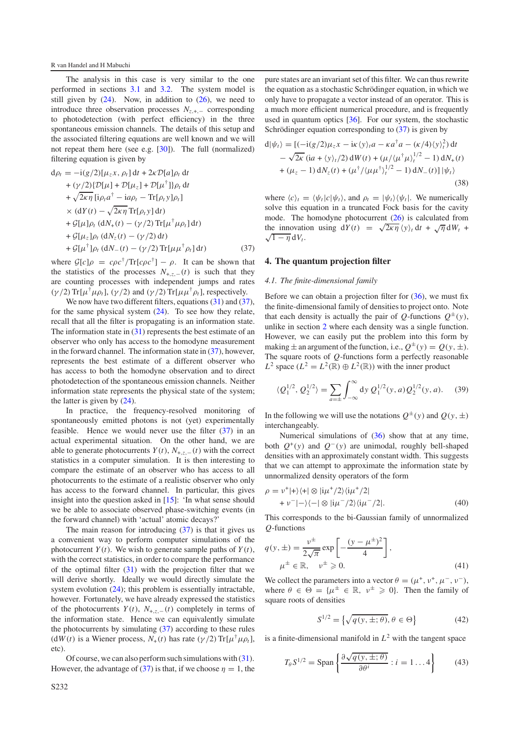The analysis in this case is very similar to the one performed in sections 3.1 and 3.2. The system model is still given by (24). Now, in addition to (26), we need to introduce three observation processes $N_{z,+,-}$ corresponding to photodetection (with perfect efficiency) in the three spontaneous emission channels. The details of this setup and the associated filtering equations are well known and we will not repeat them here (see e.g. [30]). The full (normalized) filtering equation is given by

$$
\begin{aligned}
d\rho_t = &-i(g/2)[\mu_z x, \rho_t]\, dt + 2\kappa \mathcal{D}[a]\rho_t\, dt \\
&+ (\gamma/2)\{\mathcal{D}[\mu] + \mathcal{D}[\mu_z] + \mathcal{D}[\mu^\dagger]\}\rho_t\, dt \\
&+ \sqrt{2\kappa\eta}\,[i\rho_t a^\dagger - ia\rho_t - \mathrm{Tr}[\rho_t y]\rho_t] \\
&\times (dY(t) - \sqrt{2\kappa\eta}\,\mathrm{Tr}[\rho_t y]\, dt) \\
&+ \mathcal{G}[\mu]\rho_t\,(dN_+(t) - (\gamma/2)\,\mathrm{Tr}[\mu^\dagger\mu\rho_t]\, dt) \\
&+ \mathcal{G}[\mu_z]\rho_t\,(dN_z(t) - (\gamma/2)\, dt) \\
&+ \mathcal{G}[\mu^\dagger]\rho_t\,(dN_-(t) - (\gamma/2)\,\mathrm{Tr}[\mu\mu^\dagger\rho_t]\, dt)
\end{aligned}
\qquad (37)
$$

where $\mathcal{G}[c]\rho = c\rho c^\dagger/\mathrm{Tr}[c\rho c^\dagger] - \rho$. It can be shown that the statistics of the processes $N_{+,z,-}(t)$ is such that they are counting processes with independent jumps and rates $(\gamma/2)\,\mathrm{Tr}[\mu^\dagger\mu\rho_t]$, $(\gamma/2)$ and $(\gamma/2)\,\mathrm{Tr}[\mu\mu^\dagger\rho_t]$, respectively.

We now have two different filters, equations (31) and (37), for the same physical system (24). To see how they relate, recall that all the filter is propagating is an information state. The information state in (31) represents the best estimate of an observer who only has access to the homodyne measurement in the forward channel. The information state in (37), however, represents the best estimate of a different observer who has access to both the homodyne observation and to direct photodetection of the spontaneous emission channels. Neither information state represents the physical state of the system; the latter is given by (24).

In practice, the frequency-resolved monitoring of spontaneously emitted photons is not (yet) experimentally feasible. Hence we would never use the filter (37) in an actual experimental situation. On the other hand, we are able to generate photocurrents $Y(t)$, $N_{+,z,-}(t)$ with the correct statistics in a computer simulation. It is then interesting to compare the estimate of an observer who has access to all photocurrents to the estimate of a realistic observer who only has access to the forward channel. In particular, this gives insight into the question asked in [15]: 'In what sense should we be able to associate observed phase-switching events (in the forward channel) with 'actual' atomic decays?'

The main reason for introducing (37) is that it gives us a convenient way to perform computer simulations of the photocurrent $Y(t)$. We wish to generate sample paths of $Y(t)$, with the correct statistics, in order to compare the performance of the optimal filter (31) with the projection filter that we will derive shortly. Ideally we would directly simulate the system evolution (24); this problem is essentially intractable, however. Fortunately, we have already expressed the statistics of the photocurrents $Y(t)$, $N_{+,z,-}(t)$ completely in terms of the information state. Hence we can equivalently simulate the photocurrents by simulating (37) according to these rules ($dW(t)$ is a Wiener process, $N_+(t)$ has rate $(\gamma/2)\,\mathrm{Tr}[\mu^\dagger\mu\rho_t]$, etc).

Of course, we can also perform such simulations with (31). However, the advantage of (37) is that, if we choose $\eta = 1$, the pure states are an invariant set of this filter. We can thus rewrite the equation as a stochastic Schrödinger equation, in which we only have to propagate a vector instead of an operator. This is a much more efficient numerical procedure, and is frequently used in quantum optics [36]. For our system, the stochastic Schrödinger equation corresponding to (37) is given by

$$
\begin{aligned}
d|\psi_t\rangle = [&(-i(g/2)\mu_z x - i\kappa\langle y\rangle_t a - \kappa a^\dagger a - (\kappa/4)\langle y\rangle_t^2)\, dt \\
&- \sqrt{2\kappa}\,(ia + \langle y\rangle_t/2)\, dW(t) + (\mu/\langle\mu^\dagger\mu\rangle_t^{1/2} - 1)\, dN_+(t) \\
&+ (\mu_z - 1)\, dN_z(t) + (\mu^\dagger/\langle\mu\mu^\dagger\rangle_t^{1/2} - 1)\, dN_-(t)]\,|\psi_t\rangle
\end{aligned}
\qquad (38)
$$

where $\langle c\rangle_t = \langle\psi_t|c|\psi_t\rangle$, and $\rho_t = |\psi_t\rangle\langle\psi_t|$. We numerically solve this equation in a truncated Fock basis for the cavity mode. The homodyne photocurrent (26) is calculated from the innovation using $dY(t) = \sqrt{2\kappa\eta}\,\langle y\rangle_t\, dt + \sqrt{\eta}\, dW_t + \sqrt{1-\eta}\, dV_t$.

## 4. The quantum projection filter

### 4.1. The finite-dimensional family

Before we can obtain a projection filter for (36), we must fix the finite-dimensional family of densities to project onto. Note that each density is actually the pair of $Q$-functions $Q^\pm(y)$, unlike in section 2 where each density was a single function. However, we can easily put the problem into this form by making $\pm$ an argument of the function, i.e., $Q^\pm(y) = Q(y, \pm)$. The square roots of $Q$-functions form a perfectly reasonable $L^2$ space ($L^2 = L^2(\mathbb{R}) \oplus L^2(\mathbb{R})$) with the inner product

$$
\langle Q_1^{1/2}, Q_2^{1/2}\rangle = \sum_{a=\pm}\int_{-\infty}^{\infty} dy\; Q_1^{1/2}(y, a)\, Q_2^{1/2}(y, a). \qquad (39)
$$

In the following we will use the notations $Q^\pm(y)$ and $Q(y, \pm)$ interchangeably.

Numerical simulations of (36) show that at any time, both $Q^+(y)$ and $Q^-(y)$ are unimodal, roughly bell-shaped densities with an approximately constant width. This suggests that we can attempt to approximate the information state by unnormalized density operators of the form

$$
\begin{aligned}
\rho = &\nu^+|+\rangle\langle+| \otimes |i\mu^+/2\rangle\langle i\mu^+/2| \\
&+ \nu^-|-\rangle\langle-| \otimes |i\mu^-/2\rangle\langle i\mu^-/2|.
\end{aligned}
\qquad (40)
$$

This corresponds to the bi-Gaussian family of unnormalized $Q$-functions

$$
q(y, \pm) = \frac{\nu^\pm}{2\sqrt{\pi}} \exp\left[-\frac{(y-\mu^\pm)^2}{4}\right],
\qquad
\mu^\pm \in \mathbb{R}, \quad \nu^\pm \geqslant 0. \qquad (41)
$$

We collect the parameters into a vector $\theta = (\mu^+, \nu^+, \mu^-, \nu^-)$, where $\theta \in \Theta = \{\mu^\pm \in \mathbb{R}, \; \nu^\pm \geqslant 0\}$. Then the family of square roots of densities

$$
S^{1/2} = \left\{\sqrt{q(y, \pm; \theta)}, \theta \in \Theta\right\} \qquad (42)
$$

is a finite-dimensional manifold in $L^2$ with the tangent space

$$
T_\theta S^{1/2} = \mathrm{Span}\left\{\frac{\partial\sqrt{q(y, \pm; \theta)}}{\partial\theta^i} : i = 1 \ldots 4\right\} \qquad (43)
$$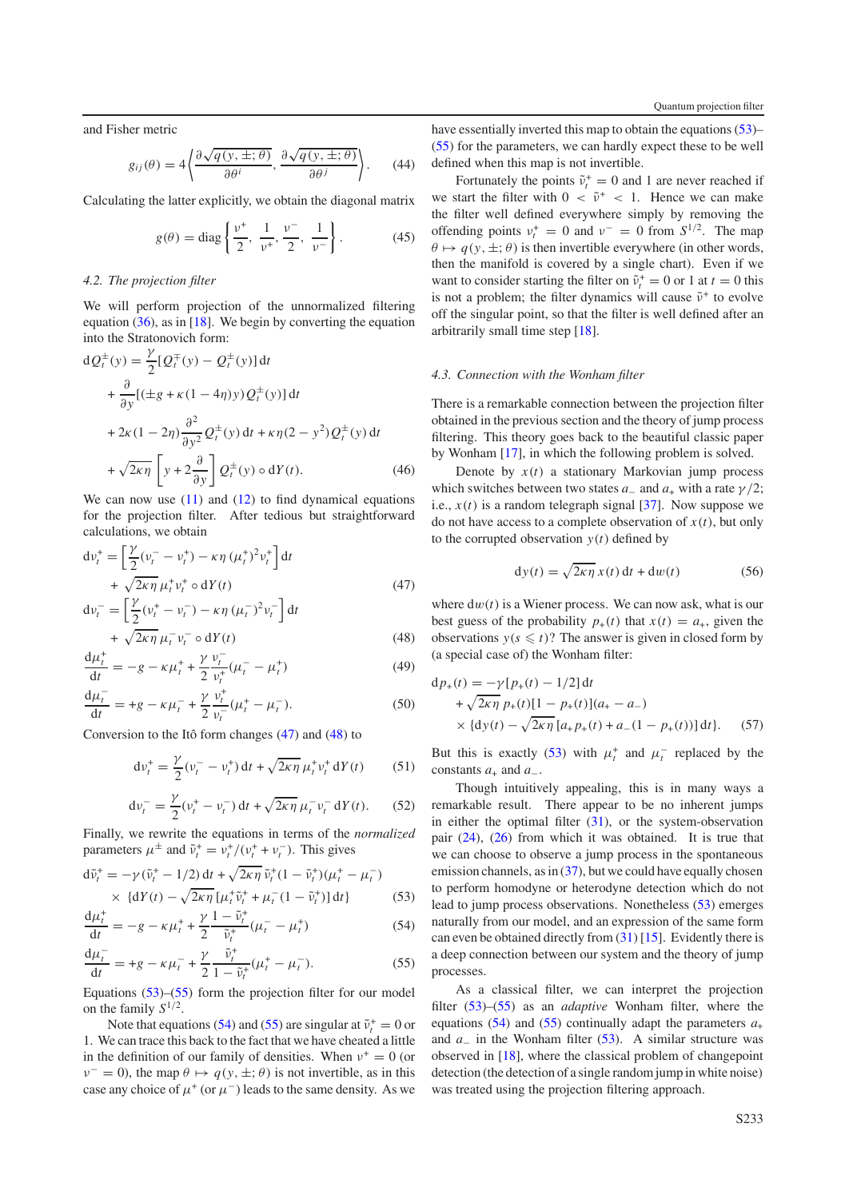and Fisher metric

$$g_{ij}(\theta) = 4\left\langle \frac{\partial\sqrt{q(y,\pm;\theta)}}{\partial\theta^i}, \frac{\partial\sqrt{q(y,\pm;\theta)}}{\partial\theta^j}\right\rangle. \tag{44}$$

Calculating the latter explicitly, we obtain the diagonal matrix

$$g(\theta) = \mathrm{diag}\left\{\frac{\nu^+}{2},\ \frac{1}{\nu^+},\ \frac{\nu^-}{2},\ \frac{1}{\nu^-}\right\}. \tag{45}$$

### *4.2. The projection filter*

We will perform projection of the unnormalized filtering equation (36), as in [18]. We begin by converting the equation into the Stratonovich form:

$$\begin{aligned}
\mathrm{d}Q_t^{\pm}(y) &= \frac{\gamma}{2}[Q_t^{\mp}(y) - Q_t^{\pm}(y)]\,\mathrm{d}t \\
&\quad + \frac{\partial}{\partial y}[(\pm g + \kappa(1-4\eta)y)Q_t^{\pm}(y)]\,\mathrm{d}t \\
&\quad + 2\kappa(1-2\eta)\frac{\partial^2}{\partial y^2}Q_t^{\pm}(y)\,\mathrm{d}t + \kappa\eta(2-y^2)Q_t^{\pm}(y)\,\mathrm{d}t \\
&\quad + \sqrt{2\kappa\eta}\left[y + 2\frac{\partial}{\partial y}\right]Q_t^{\pm}(y)\circ\mathrm{d}Y(t).
\end{aligned} \tag{46}$$

We can now use (11) and (12) to find dynamical equations for the projection filter. After tedious but straightforward calculations, we obtain

$$\begin{aligned}
\mathrm{d}\nu_t^+ &= \left[\frac{\gamma}{2}(\nu_t^- - \nu_t^+) - \kappa\eta\,(\mu_t^+)^2\nu_t^+\right]\mathrm{d}t \\
&\quad + \sqrt{2\kappa\eta}\,\mu_t^+\nu_t^+\circ\mathrm{d}Y(t)
\end{aligned} \tag{47}$$

$$\begin{aligned}
\mathrm{d}\nu_t^- &= \left[\frac{\gamma}{2}(\nu_t^+ - \nu_t^-) - \kappa\eta\,(\mu_t^-)^2\nu_t^-\right]\mathrm{d}t \\
&\quad + \sqrt{2\kappa\eta}\,\mu_t^-\nu_t^-\circ\mathrm{d}Y(t)
\end{aligned} \tag{48}$$

$$\frac{\mathrm{d}\mu_t^+}{\mathrm{d}t} = -g - \kappa\mu_t^+ + \frac{\gamma}{2}\frac{\nu_t^-}{\nu_t^+}(\mu_t^- - \mu_t^+) \tag{49}$$

$$\frac{\mathrm{d}\mu_t^-}{\mathrm{d}t} = +g - \kappa\mu_t^- + \frac{\gamma}{2}\frac{\nu_t^+}{\nu_t^-}(\mu_t^+ - \mu_t^-). \tag{50}$$

Conversion to the Itô form changes (47) and (48) to

$$\mathrm{d}\nu_t^+ = \frac{\gamma}{2}(\nu_t^- - \nu_t^+)\,\mathrm{d}t + \sqrt{2\kappa\eta}\,\mu_t^+\nu_t^+\,\mathrm{d}Y(t) \tag{51}$$

$$\mathrm{d}\nu_t^- = \frac{\gamma}{2}(\nu_t^+ - \nu_t^-)\,\mathrm{d}t + \sqrt{2\kappa\eta}\,\mu_t^-\nu_t^-\,\mathrm{d}Y(t). \tag{52}$$

Finally, we rewrite the equations in terms of the *normalized* parameters $\mu^{\pm}$ and $\tilde{\nu}_t^+ = \nu_t^+/(\nu_t^+ + \nu_t^-)$. This gives

$$\begin{aligned}
\mathrm{d}\tilde{\nu}_t^+ &= -\gamma(\tilde{\nu}_t^+ - 1/2)\,\mathrm{d}t + \sqrt{2\kappa\eta}\,\tilde{\nu}_t^+(1-\tilde{\nu}_t^+)(\mu_t^+ - \mu_t^-) \\
&\quad \times \{\mathrm{d}Y(t) - \sqrt{2\kappa\eta}\,[\mu_t^+\tilde{\nu}_t^+ + \mu_t^-(1-\tilde{\nu}_t^+)]\,\mathrm{d}t\}
\end{aligned} \tag{53}$$

$$\frac{\mathrm{d}\mu_t^+}{\mathrm{d}t} = -g - \kappa\mu_t^+ + \frac{\gamma}{2}\frac{1-\tilde{\nu}_t^+}{\tilde{\nu}_t^+}(\mu_t^- - \mu_t^+) \tag{54}$$

$$\frac{\mathrm{d}\mu_t^-}{\mathrm{d}t} = +g - \kappa\mu_t^- + \frac{\gamma}{2}\frac{\tilde{\nu}_t^+}{1-\tilde{\nu}_t^+}(\mu_t^+ - \mu_t^-). \tag{55}$$

Equations (53)–(55) form the projection filter for our model on the family $S^{1/2}$.

Note that equations (54) and (55) are singular at $\tilde{\nu}_t^+ = 0$ or 1. We can trace this back to the fact that we have cheated a little in the definition of our family of densities. When $\nu^+ = 0$ (or $\nu^- = 0$), the map $\theta \mapsto q(y,\pm;\theta)$ is not invertible, as in this case any choice of $\mu^+$ (or $\mu^-$) leads to the same density. As we have essentially inverted this map to obtain the equations (53)–(55) for the parameters, we can hardly expect these to be well defined when this map is not invertible.

Fortunately the points $\tilde{\nu}_t^+ = 0$ and 1 are never reached if we start the filter with $0 < \tilde{\nu}^+ < 1$. Hence we can make the filter well defined everywhere simply by removing the offending points $\nu_t^+ = 0$ and $\nu^- = 0$ from $S^{1/2}$. The map $\theta \mapsto q(y,\pm;\theta)$ is then invertible everywhere (in other words, then the manifold is covered by a single chart). Even if we want to consider starting the filter on $\tilde{\nu}_t^+ = 0$ or 1 at $t = 0$ this is not a problem; the filter dynamics will cause $\tilde{\nu}^+$ to evolve off the singular point, so that the filter is well defined after an arbitrarily small time step [18].

### *4.3. Connection with the Wonham filter*

There is a remarkable connection between the projection filter obtained in the previous section and the theory of jump process filtering. This theory goes back to the beautiful classic paper by Wonham [17], in which the following problem is solved.

Denote by $x(t)$ a stationary Markovian jump process which switches between two states $a_-$ and $a_+$ with a rate $\gamma/2$; i.e., $x(t)$ is a random telegraph signal [37]. Now suppose we do not have access to a complete observation of $x(t)$, but only to the corrupted observation $y(t)$ defined by

$$\mathrm{d}y(t) = \sqrt{2\kappa\eta}\,x(t)\,\mathrm{d}t + \mathrm{d}w(t) \tag{56}$$

where $\mathrm{d}w(t)$ is a Wiener process. We can now ask, what is our best guess of the probability $p_+(t)$ that $x(t) = a_+$, given the observations $y(s \leqslant t)$? The answer is given in closed form by (a special case of) the Wonham filter:

$$\begin{aligned}
\mathrm{d}p_+(t) &= -\gamma[p_+(t) - 1/2]\,\mathrm{d}t \\
&\quad + \sqrt{2\kappa\eta}\,p_+(t)[1-p_+(t)](a_+ - a_-) \\
&\quad \times \{\mathrm{d}y(t) - \sqrt{2\kappa\eta}\,[a_+p_+(t) + a_-(1-p_+(t))]\,\mathrm{d}t\}.
\end{aligned} \tag{57}$$

But this is exactly (53) with $\mu_t^+$ and $\mu_t^-$ replaced by the constants $a_+$ and $a_-$.

Though intuitively appealing, this is in many ways a remarkable result. There appear to be no inherent jumps in either the optimal filter (31), or the system-observation pair (24), (26) from which it was obtained. It is true that we can choose to observe a jump process in the spontaneous emission channels, as in (37), but we could have equally chosen to perform homodyne or heterodyne detection which do not lead to jump process observations. Nonetheless (53) emerges naturally from our model, and an expression of the same form can even be obtained directly from (31) [15]. Evidently there is a deep connection between our system and the theory of jump processes.

As a classical filter, we can interpret the projection filter (53)–(55) as an *adaptive* Wonham filter, where the equations (54) and (55) continually adapt the parameters $a_+$ and $a_-$ in the Wonham filter (53). A similar structure was observed in [18], where the classical problem of changepoint detection (the detection of a single random jump in white noise) was treated using the projection filtering approach.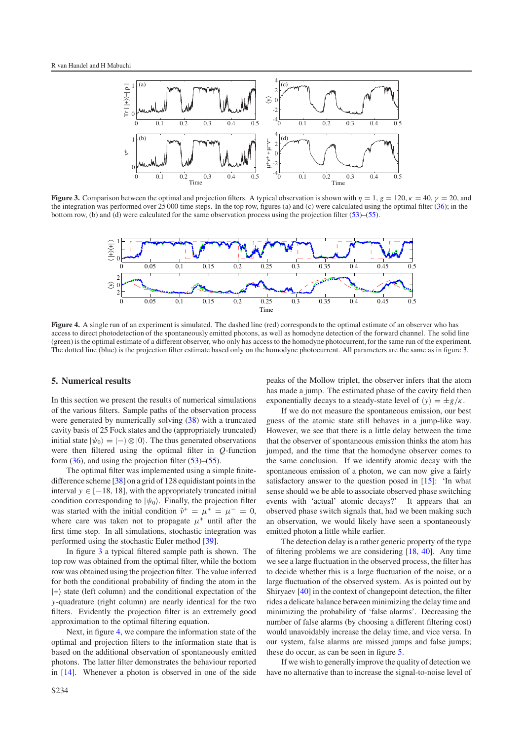**Figure 3.** Comparison between the optimal and projection filters. A typical observation is shown with $\eta = 1$, $g = 120$, $\kappa = 40$, $\gamma = 20$, and the integration was performed over 25 000 time steps. In the top row, figures (a) and (c) were calculated using the optimal filter (36); in the bottom row, (b) and (d) were calculated for the same observation process using the projection filter (53)–(55).

**Figure 4.** A single run of an experiment is simulated. The dashed line (red) corresponds to the optimal estimate of an observer who has access to direct photodetection of the spontaneously emitted photons, as well as homodyne detection of the forward channel. The solid line (green) is the optimal estimate of a different observer, who only has access to the homodyne photocurrent, for the same run of the experiment. The dotted line (blue) is the projection filter estimate based only on the homodyne photocurrent. All parameters are the same as in figure 3.

## 5. Numerical results

In this section we present the results of numerical simulations of the various filters. Sample paths of the observation process were generated by numerically solving (38) with a truncated cavity basis of 25 Fock states and the (appropriately truncated) initial state $|\psi_0\rangle = |-\rangle \otimes |0\rangle$. The thus generated observations were then filtered using the optimal filter in $Q$-function form (36), and using the projection filter (53)–(55).

The optimal filter was implemented using a simple finite-difference scheme [38] on a grid of 128 equidistant points in the interval $y \in [-18, 18]$, with the appropriately truncated initial condition corresponding to $|\psi_0\rangle$. Finally, the projection filter was started with the initial condition $\tilde{\nu}^+ = \mu^+ = \mu^- = 0$, where care was taken not to propagate $\mu^+$ until after the first time step. In all simulations, stochastic integration was performed using the stochastic Euler method [39].

In figure 3 a typical filtered sample path is shown. The top row was obtained from the optimal filter, while the bottom row was obtained using the projection filter. The value inferred for both the conditional probability of finding the atom in the $|+\rangle$ state (left column) and the conditional expectation of the $y$-quadrature (right column) are nearly identical for the two filters. Evidently the projection filter is an extremely good approximation to the optimal filtering equation.

Next, in figure 4, we compare the information state of the optimal and projection filters to the information state that is based on the additional observation of spontaneously emitted photons. The latter filter demonstrates the behaviour reported in [14]. Whenever a photon is observed in one of the side peaks of the Mollow triplet, the observer infers that the atom has made a jump. The estimated phase of the cavity field then exponentially decays to a steady-state level of $\langle y\rangle = \pm g/\kappa$.

If we do not measure the spontaneous emission, our best guess of the atomic state still behaves in a jump-like way. However, we see that there is a little delay between the time that the observer of spontaneous emission thinks the atom has jumped, and the time that the homodyne observer comes to the same conclusion. If we identify atomic decay with the spontaneous emission of a photon, we can now give a fairly satisfactory answer to the question posed in [15]: 'In what sense should we be able to associate observed phase switching events with 'actual' atomic decays?' It appears that an observed phase switch signals that, had we been making such an observation, we would likely have seen a spontaneously emitted photon a little while earlier.

The detection delay is a rather generic property of the type of filtering problems we are considering [18, 40]. Any time we see a large fluctuation in the observed process, the filter has to decide whether this is a large fluctuation of the noise, or a large fluctuation of the observed system. As is pointed out by Shiryaev [40] in the context of changepoint detection, the filter rides a delicate balance between minimizing the delay time and minimizing the probability of 'false alarms'. Decreasing the number of false alarms (by choosing a different filtering cost) would unavoidably increase the delay time, and vice versa. In our system, false alarms are missed jumps and false jumps; these do occur, as can be seen in figure 5.

If we wish to generally improve the quality of detection we have no alternative than to increase the signal-to-noise level of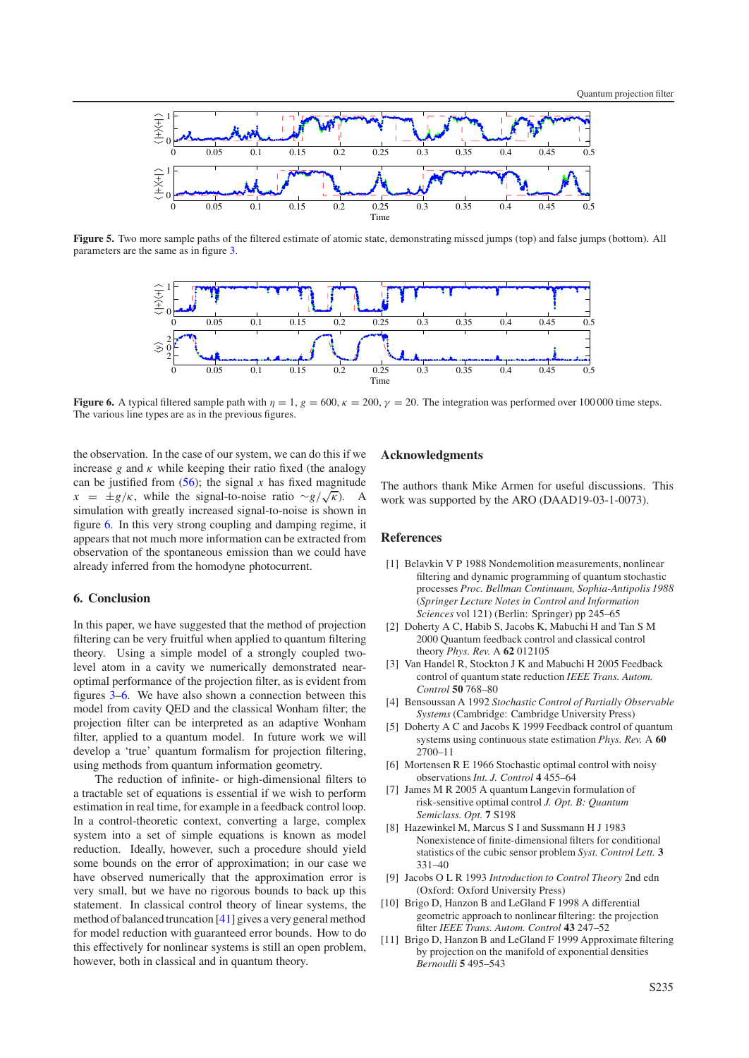**Figure 5.** Two more sample paths of the filtered estimate of atomic state, demonstrating missed jumps (top) and false jumps (bottom). All parameters are the same as in figure 3.

**Figure 6.** A typical filtered sample path with $\eta = 1$, $g = 600$, $\kappa = 200$, $\gamma = 20$. The integration was performed over 100 000 time steps. The various line types are as in the previous figures.

the observation. In the case of our system, we can do this if we increase $g$ and $\kappa$ while keeping their ratio fixed (the analogy can be justified from (56); the signal $x$ has fixed magnitude $x = \pm g/\kappa$, while the signal-to-noise ratio $\sim g/\sqrt{\kappa}$). A simulation with greatly increased signal-to-noise is shown in figure 6. In this very strong coupling and damping regime, it appears that not much more information can be extracted from observation of the spontaneous emission than we could have already inferred from the homodyne photocurrent.

## 6. Conclusion

In this paper, we have suggested that the method of projection filtering can be very fruitful when applied to quantum filtering theory. Using a simple model of a strongly coupled two-level atom in a cavity we numerically demonstrated near-optimal performance of the projection filter, as is evident from figures 3–6. We have also shown a connection between this model from cavity QED and the classical Wonham filter; the projection filter can be interpreted as an adaptive Wonham filter, applied to a quantum model. In future work we will develop a 'true' quantum formalism for projection filtering, using methods from quantum information geometry.

The reduction of infinite- or high-dimensional filters to a tractable set of equations is essential if we wish to perform estimation in real time, for example in a feedback control loop. In a control-theoretic context, converting a large, complex system into a set of simple equations is known as model reduction. Ideally, however, such a procedure should yield some bounds on the error of approximation; in our case we have observed numerically that the approximation error is very small, but we have no rigorous bounds to back up this statement. In classical control theory of linear systems, the method of balanced truncation [41] gives a very general method for model reduction with guaranteed error bounds. How to do this effectively for nonlinear systems is still an open problem, however, both in classical and in quantum theory.

## Acknowledgments

The authors thank Mike Armen for useful discussions. This work was supported by the ARO (DAAD19-03-1-0073).

## References

[1] Belavkin V P 1988 Nondemolition measurements, nonlinear filtering and dynamic programming of quantum stochastic processes *Proc. Bellman Continuum, Sophia-Antipolis 1988* (*Springer Lecture Notes in Control and Information Sciences* vol 121) (Berlin: Springer) pp 245–65

[2] Doherty A C, Habib S, Jacobs K, Mabuchi H and Tan S M 2000 Quantum feedback control and classical control theory *Phys. Rev.* A **62** 012105

[3] Van Handel R, Stockton J K and Mabuchi H 2005 Feedback control of quantum state reduction *IEEE Trans. Autom. Control* **50** 768–80

[4] Bensoussan A 1992 *Stochastic Control of Partially Observable Systems* (Cambridge: Cambridge University Press)

[5] Doherty A C and Jacobs K 1999 Feedback control of quantum systems using continuous state estimation *Phys. Rev.* A **60** 2700–11

[6] Mortensen R E 1966 Stochastic optimal control with noisy observations *Int. J. Control* **4** 455–64

[7] James M R 2005 A quantum Langevin formulation of risk-sensitive optimal control *J. Opt. B: Quantum Semiclass. Opt.* **7** S198

[8] Hazewinkel M, Marcus S I and Sussmann H J 1983 Nonexistence of finite-dimensional filters for conditional statistics of the cubic sensor problem *Syst. Control Lett.* **3** 331–40

[9] Jacobs O L R 1993 *Introduction to Control Theory* 2nd edn (Oxford: Oxford University Press)

[10] Brigo D, Hanzon B and LeGland F 1998 A differential geometric approach to nonlinear filtering: the projection filter *IEEE Trans. Autom. Control* **43** 247–52

[11] Brigo D, Hanzon B and LeGland F 1999 Approximate filtering by projection on the manifold of exponential densities *Bernoulli* **5** 495–543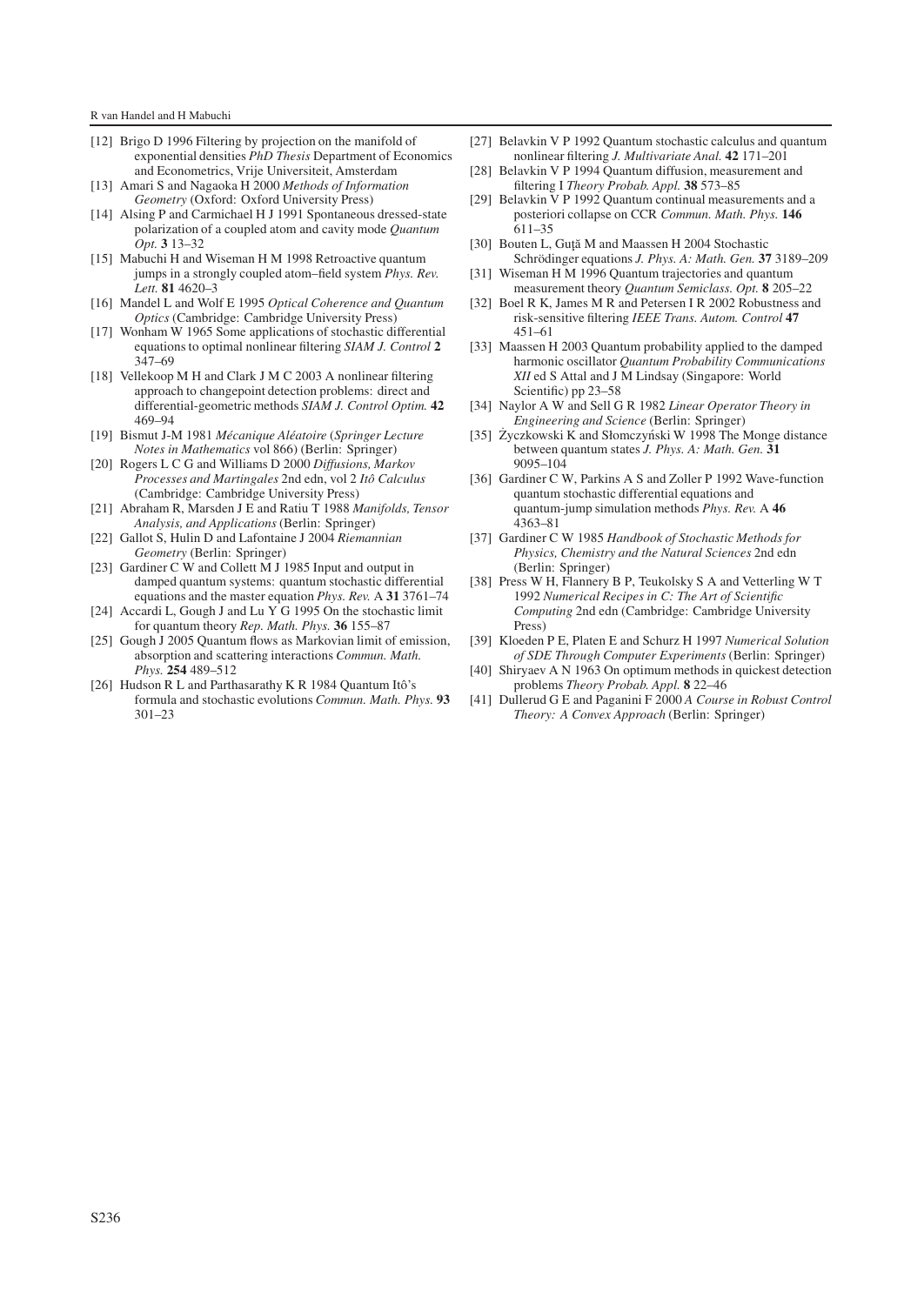[12] Brigo D 1996 Filtering by projection on the manifold of exponential densities *PhD Thesis* Department of Economics and Econometrics, Vrije Universiteit, Amsterdam

[13] Amari S and Nagaoka H 2000 *Methods of Information Geometry* (Oxford: Oxford University Press)

[14] Alsing P and Carmichael H J 1991 Spontaneous dressed-state polarization of a coupled atom and cavity mode *Quantum Opt.* **3** 13–32

[15] Mabuchi H and Wiseman H M 1998 Retroactive quantum jumps in a strongly coupled atom–field system *Phys. Rev. Lett.* **81** 4620–3

[16] Mandel L and Wolf E 1995 *Optical Coherence and Quantum Optics* (Cambridge: Cambridge University Press)

[17] Wonham W 1965 Some applications of stochastic differential equations to optimal nonlinear filtering *SIAM J. Control* **2** 347–69

[18] Vellekoop M H and Clark J M C 2003 A nonlinear filtering approach to changepoint detection problems: direct and differential-geometric methods *SIAM J. Control Optim.* **42** 469–94

[19] Bismut J-M 1981 *Mécanique Aléatoire* (*Springer Lecture Notes in Mathematics* vol 866) (Berlin: Springer)

[20] Rogers L C G and Williams D 2000 *Diffusions, Markov Processes and Martingales* 2nd edn, vol 2 *Itô Calculus* (Cambridge: Cambridge University Press)

[21] Abraham R, Marsden J E and Ratiu T 1988 *Manifolds, Tensor Analysis, and Applications* (Berlin: Springer)

[22] Gallot S, Hulin D and Lafontaine J 2004 *Riemannian Geometry* (Berlin: Springer)

[23] Gardiner C W and Collett M J 1985 Input and output in damped quantum systems: quantum stochastic differential equations and the master equation *Phys. Rev.* A **31** 3761–74

[24] Accardi L, Gough J and Lu Y G 1995 On the stochastic limit for quantum theory *Rep. Math. Phys.* **36** 155–87

[25] Gough J 2005 Quantum flows as Markovian limit of emission, absorption and scattering interactions *Commun. Math. Phys.* **254** 489–512

[26] Hudson R L and Parthasarathy K R 1984 Quantum Itô's formula and stochastic evolutions *Commun. Math. Phys.* **93** 301–23

[27] Belavkin V P 1992 Quantum stochastic calculus and quantum nonlinear filtering *J. Multivariate Anal.* **42** 171–201

[28] Belavkin V P 1994 Quantum diffusion, measurement and filtering I *Theory Probab. Appl.* **38** 573–85

[29] Belavkin V P 1992 Quantum continual measurements and a posteriori collapse on CCR *Commun. Math. Phys.* **146** 611–35

[30] Bouten L, Guţă M and Maassen H 2004 Stochastic Schrödinger equations *J. Phys. A: Math. Gen.* **37** 3189–209

[31] Wiseman H M 1996 Quantum trajectories and quantum measurement theory *Quantum Semiclass. Opt.* **8** 205–22

[32] Boel R K, James M R and Petersen I R 2002 Robustness and risk-sensitive filtering *IEEE Trans. Autom. Control* **47** 451–61

[33] Maassen H 2003 Quantum probability applied to the damped harmonic oscillator *Quantum Probability Communications XII* ed S Attal and J M Lindsay (Singapore: World Scientific) pp 23–58

[34] Naylor A W and Sell G R 1982 *Linear Operator Theory in Engineering and Science* (Berlin: Springer)

[35] Życzkowski K and Słomczyński W 1998 The Monge distance between quantum states *J. Phys. A: Math. Gen.* **31** 9095–104

[36] Gardiner C W, Parkins A S and Zoller P 1992 Wave-function quantum stochastic differential equations and quantum-jump simulation methods *Phys. Rev.* A **46** 4363–81

[37] Gardiner C W 1985 *Handbook of Stochastic Methods for Physics, Chemistry and the Natural Sciences* 2nd edn (Berlin: Springer)

[38] Press W H, Flannery B P, Teukolsky S A and Vetterling W T 1992 *Numerical Recipes in C: The Art of Scientific Computing* 2nd edn (Cambridge: Cambridge University Press)

[39] Kloeden P E, Platen E and Schurz H 1997 *Numerical Solution of SDE Through Computer Experiments* (Berlin: Springer)

[40] Shiryaev A N 1963 On optimum methods in quickest detection problems *Theory Probab. Appl.* **8** 22–46

[41] Dullerud G E and Paganini F 2000 *A Course in Robust Control Theory: A Convex Approach* (Berlin: Springer)